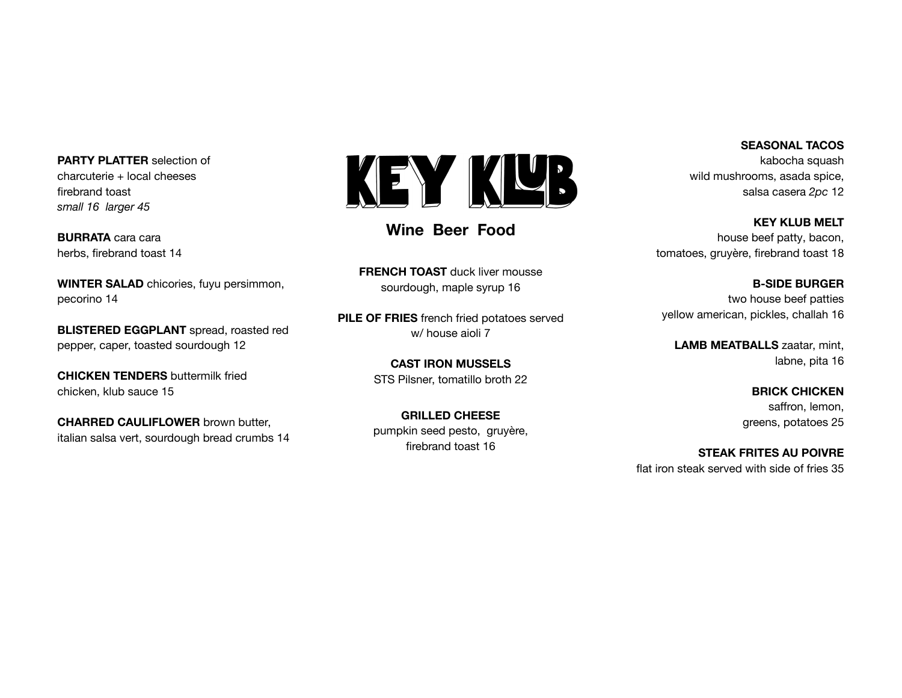# KEY KLUB

**Wine Beer Food**

**PARTY PLATTER** selection of charcuterie + local cheeses firebrand toast *small 16 larger 45*

**BURRATA** cara cara herbs, firebrand toast 14

**WINTER SALAD** chicories, fuyu persimmon, pecorino 14

**BLISTERED EGGPLANT** spread, roasted red pepper, caper, toasted sourdough 12

**CHICKEN TENDERS** buttermilk fried chicken, klub sauce 15

**CHARRED CAULIFLOWER** brown butter, italian salsa vert, sourdough bread crumbs 14

**FRENCH TOAST** duck liver mousse sourdough, maple syrup 16

**PILE OF FRIES** french fried potatoes served w/ house aioli 7

**CAST IRON MUSSELS**
STS Pilsner, tomatillo broth 22

**GRILLED CHEESE**
pumpkin seed pesto, gruyère, firebrand toast 16

**SEASONAL TACOS**
kabocha squash wild mushrooms, asada spice, salsa casera *2pc* 12

**KEY KLUB MELT**
house beef patty, bacon, tomatoes, gruyère, firebrand toast 18

**B-SIDE BURGER**
two house beef patties yellow american, pickles, challah 16

**LAMB MEATBALLS** zaatar, mint, labne, pita 16

**BRICK CHICKEN**
saffron, lemon, greens, potatoes 25

**STEAK FRITES AU POIVRE**
flat iron steak served with side of fries 35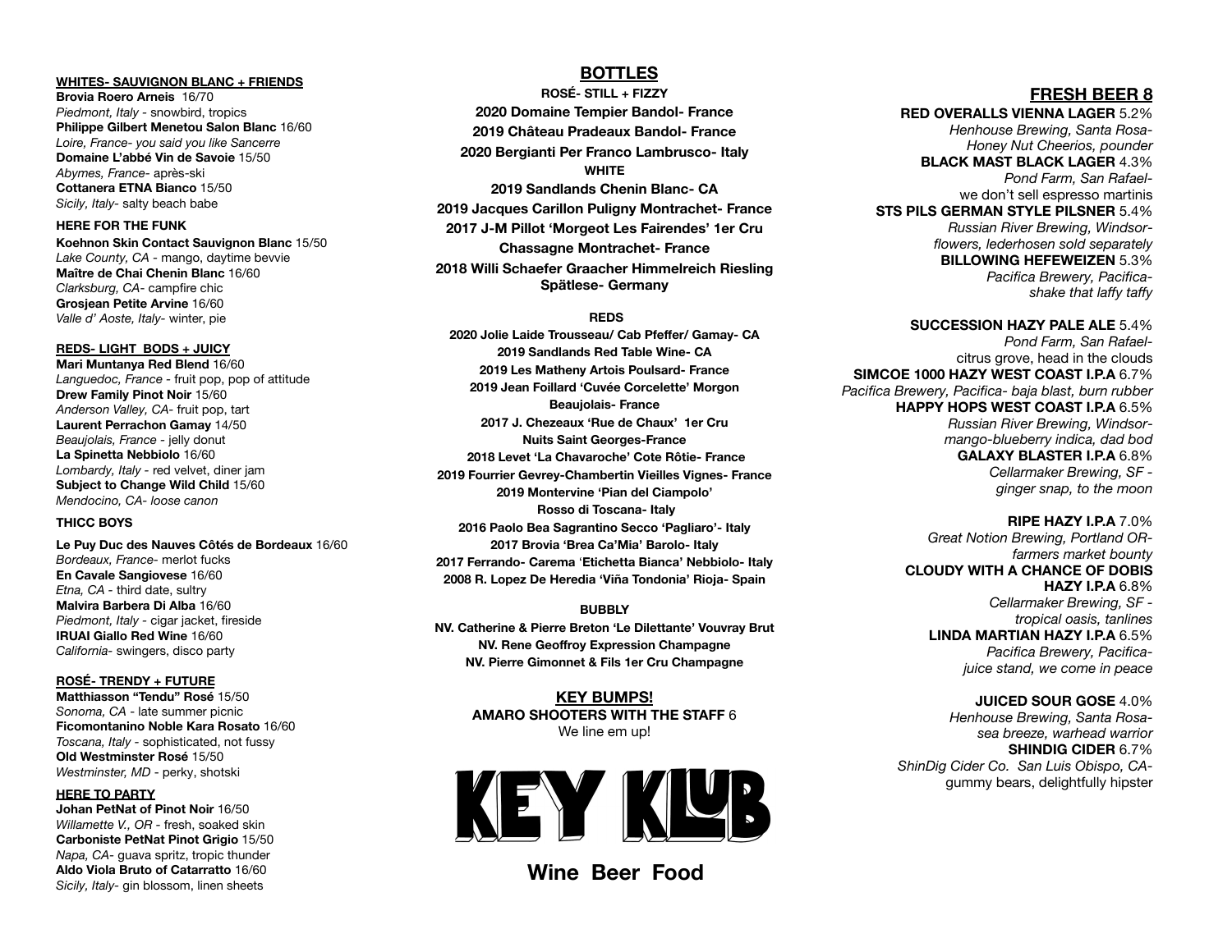## WHITES- SAUVIGNON BLANC + FRIENDS

**Brovia Roero Arneis** 16/70
*Piedmont, Italy* - snowbird, tropics
**Philippe Gilbert Menetou Salon Blanc** 16/60
*Loire, France- you said you like Sancerre*
**Domaine L'abbé Vin de Savoie** 15/50
*Abymes, France*- après-ski
**Cottanera ETNA Bianco** 15/50
*Sicily, Italy*- salty beach babe

### HERE FOR THE FUNK

**Koehnon Skin Contact Sauvignon Blanc** 15/50
*Lake County, CA* - mango, daytime bevvie
**Maître de Chai Chenin Blanc** 16/60
*Clarksburg, CA*- campfire chic
**Grosjean Petite Arvine** 16/60
*Valle d' Aoste, Italy*- winter, pie

## REDS- LIGHT BODS + JUICY

**Mari Muntanya Red Blend** 16/60
*Languedoc, France* - fruit pop, pop of attitude
**Drew Family Pinot Noir** 15/60
*Anderson Valley, CA*- fruit pop, tart
**Laurent Perrachon Gamay** 14/50
*Beaujolais, France* - jelly donut
**La Spinetta Nebbiolo** 16/60
*Lombardy, Italy* - red velvet, diner jam
**Subject to Change Wild Child** 15/60
*Mendocino, CA- loose canon*

### THICC BOYS

**Le Puy Duc des Nauves Côtés de Bordeaux** 16/60
*Bordeaux, France*- merlot fucks
**En Cavale Sangiovese** 16/60
*Etna, CA* - third date, sultry
**Malvira Barbera Di Alba** 16/60
*Piedmont, Italy* - cigar jacket, fireside
**IRUAI Giallo Red Wine** 16/60
*California*- swingers, disco party

## ROSÉ- TRENDY + FUTURE

**Matthiasson "Tendu" Rosé** 15/50
*Sonoma, CA* - late summer picnic
**Ficomontanino Noble Kara Rosato** 16/60
*Toscana, Italy* - sophisticated, not fussy
**Old Westminster Rosé** 15/50
*Westminster, MD* - perky, shotski

## HERE TO PARTY

**Johan PetNat of Pinot Noir** 16/50
*Willamette V., OR* - fresh, soaked skin
**Carboniste PetNat Pinot Grigio** 15/50
*Napa, CA*- guava spritz, tropic thunder
**Aldo Viola Bruto of Catarratto** 16/60
*Sicily, Italy*- gin blossom, linen sheets

## BOTTLES

### ROSÉ- STILL + FIZZY

**2020 Domaine Tempier Bandol- France**
**2019 Château Pradeaux Bandol- France**
**2020 Bergianti Per Franco Lambrusco- Italy**

### WHITE

**2019 Sandlands Chenin Blanc- CA**
**2019 Jacques Carillon Puligny Montrachet- France**
**2017 J-M Pillot 'Morgeot Les Fairendes' 1er Cru Chassagne Montrachet- France**
**2018 Willi Schaefer Graacher Himmelreich Riesling Spätlese- Germany**

### REDS

**2020 Jolie Laide Trousseau/ Cab Pfeffer/ Gamay- CA**
**2019 Sandlands Red Table Wine- CA**
**2019 Les Matheny Artois Poulsard- France**
**2019 Jean Foillard 'Cuvée Corcelette' Morgon Beaujolais- France**
**2017 J. Chezeaux 'Rue de Chaux' 1er Cru Nuits Saint Georges-France**
**2018 Levet 'La Chavaroche' Cote Rôtie- France**
**2019 Fourrier Gevrey-Chambertin Vieilles Vignes- France**
**2019 Montervine 'Pian del Ciampolo' Rosso di Toscana- Italy**
**2016 Paolo Bea Sagrantino Secco 'Pagliaro'- Italy**
**2017 Brovia 'Brea Ca'Mia' Barolo- Italy**
**2017 Ferrando- Carema 'Etichetta Bianca' Nebbiolo- Italy**
**2008 R. Lopez De Heredia 'Viña Tondonia' Rioja- Spain**

### BUBBLY

**NV. Catherine & Pierre Breton 'Le Dilettante' Vouvray Brut**
**NV. Rene Geoffroy Expression Champagne**
**NV. Pierre Gimonnet & Fils 1er Cru Champagne**

## KEY BUMPS!

**AMARO SHOOTERS WITH THE STAFF** 6
We line em up!

# KEY KLUB

**Wine Beer Food**

## FRESH BEER 8

**RED OVERALLS VIENNA LAGER** 5.2%
*Henhouse Brewing, Santa Rosa- Honey Nut Cheerios, pounder*
**BLACK MAST BLACK LAGER** 4.3%
*Pond Farm, San Rafael-* we don't sell espresso martinis
**STS PILS GERMAN STYLE PILSNER** 5.4%
*Russian River Brewing, Windsor- flowers, lederhosen sold separately*
**BILLOWING HEFEWEIZEN** 5.3%
*Pacifica Brewery, Pacifica- shake that laffy taffy*

**SUCCESSION HAZY PALE ALE** 5.4%
*Pond Farm, San Rafael-* citrus grove, head in the clouds
**SIMCOE 1000 HAZY WEST COAST I.P.A** 6.7%
*Pacifica Brewery, Pacifica- baja blast, burn rubber*
**HAPPY HOPS WEST COAST I.P.A** 6.5%
*Russian River Brewing, Windsor- mango-blueberry indica, dad bod*
**GALAXY BLASTER I.P.A** 6.8%
*Cellarmaker Brewing, SF - ginger snap, to the moon*

**RIPE HAZY I.P.A** 7.0%
*Great Notion Brewing, Portland OR- farmers market bounty*
**CLOUDY WITH A CHANCE OF DOBIS HAZY I.P.A** 6.8%
*Cellarmaker Brewing, SF - tropical oasis, tanlines*
**LINDA MARTIAN HAZY I.P.A** 6.5%
*Pacifica Brewery, Pacifica- juice stand, we come in peace*

**JUICED SOUR GOSE** 4.0%
*Henhouse Brewing, Santa Rosa- sea breeze, warhead warrior*
**SHINDIG CIDER** 6.7%
*ShinDig Cider Co. San Luis Obispo, CA-* gummy bears, delightfully hipster